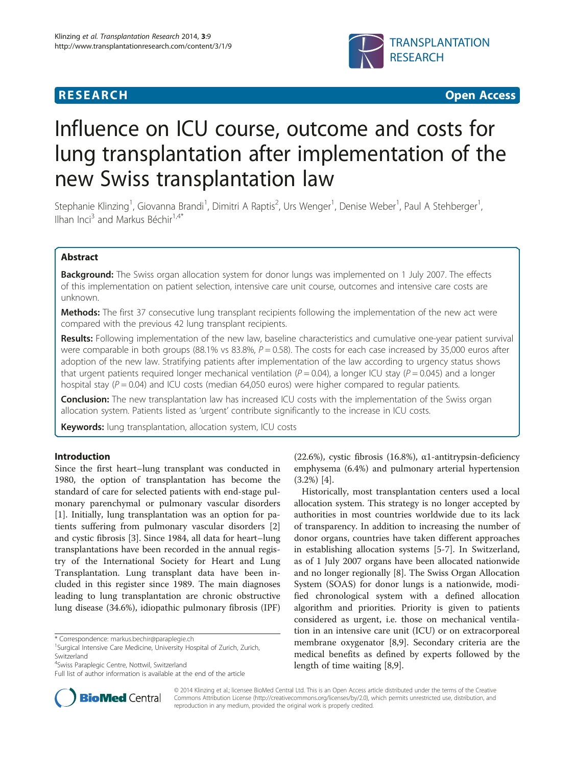**RESEARCH** **Open Access**

# Influence on ICU course, outcome and costs for lung transplantation after implementation of the new Swiss transplantation law

Stephanie Klinzing[1], Giovanna Brandi[1], Dimitri A Raptis[2], Urs Wenger[1], Denise Weber[1], Paul A Stehberger[1], Ilhan Inci[3] and Markus Béchir[1,4*]

## Abstract

**Background:** The Swiss organ allocation system for donor lungs was implemented on 1 July 2007. The effects of this implementation on patient selection, intensive care unit course, outcomes and intensive care costs are unknown.

**Methods:** The first 37 consecutive lung transplant recipients following the implementation of the new act were compared with the previous 42 lung transplant recipients.

**Results:** Following implementation of the new law, baseline characteristics and cumulative one-year patient survival were comparable in both groups (88.1% vs 83.8%, $P = 0.58$). The costs for each case increased by 35,000 euros after adoption of the new law. Stratifying patients after implementation of the law according to urgency status shows that urgent patients required longer mechanical ventilation ($P = 0.04$), a longer ICU stay ($P = 0.045$) and a longer hospital stay ($P = 0.04$) and ICU costs (median 64,050 euros) were higher compared to regular patients.

**Conclusion:** The new transplantation law has increased ICU costs with the implementation of the Swiss organ allocation system. Patients listed as 'urgent' contribute significantly to the increase in ICU costs.

**Keywords:** lung transplantation, allocation system, ICU costs

## Introduction

Since the first heart–lung transplant was conducted in 1980, the option of transplantation has become the standard of care for selected patients with end-stage pulmonary parenchymal or pulmonary vascular disorders [1]. Initially, lung transplantation was an option for patients suffering from pulmonary vascular disorders [2] and cystic fibrosis [3]. Since 1984, all data for heart–lung transplantations have been recorded in the annual registry of the International Society for Heart and Lung Transplantation. Lung transplant data have been included in this register since 1989. The main diagnoses leading to lung transplantation are chronic obstructive lung disease (34.6%), idiopathic pulmonary fibrosis (IPF) (22.6%), cystic fibrosis (16.8%), α1-antitrypsin-deficiency emphysema (6.4%) and pulmonary arterial hypertension (3.2%) [4].

Historically, most transplantation centers used a local allocation system. This strategy is no longer accepted by authorities in most countries worldwide due to its lack of transparency. In addition to increasing the number of donor organs, countries have taken different approaches in establishing allocation systems [5-7]. In Switzerland, as of 1 July 2007 organs have been allocated nationwide and no longer regionally [8]. The Swiss Organ Allocation System (SOAS) for donor lungs is a nationwide, modified chronological system with a defined allocation algorithm and priorities. Priority is given to patients considered as urgent, i.e. those on mechanical ventilation in an intensive care unit (ICU) or on extracorporeal membrane oxygenator [8,9]. Secondary criteria are the medical benefits as defined by experts followed by the length of time waiting [8,9].

\* Correspondence: markus.bechir@paraplegie.ch
[1]Surgical Intensive Care Medicine, University Hospital of Zurich, Zurich, Switzerland
[4]Swiss Paraplegic Centre, Nottwil, Switzerland
Full list of author information is available at the end of the article

© 2014 Klinzing et al.; licensee BioMed Central Ltd. This is an Open Access article distributed under the terms of the Creative Commons Attribution License (http://creativecommons.org/licenses/by/2.0), which permits unrestricted use, distribution, and reproduction in any medium, provided the original work is properly credited.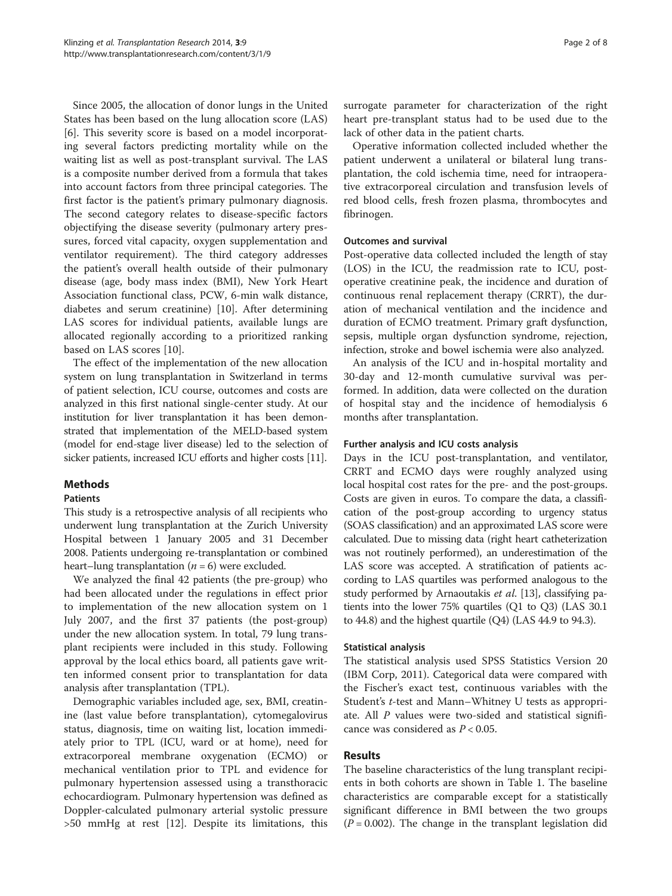Since 2005, the allocation of donor lungs in the United States has been based on the lung allocation score (LAS) [6]. This severity score is based on a model incorporating several factors predicting mortality while on the waiting list as well as post-transplant survival. The LAS is a composite number derived from a formula that takes into account factors from three principal categories. The first factor is the patient's primary pulmonary diagnosis. The second category relates to disease-specific factors objectifying the disease severity (pulmonary artery pressures, forced vital capacity, oxygen supplementation and ventilator requirement). The third category addresses the patient's overall health outside of their pulmonary disease (age, body mass index (BMI), New York Heart Association functional class, PCW, 6-min walk distance, diabetes and serum creatinine) [10]. After determining LAS scores for individual patients, available lungs are allocated regionally according to a prioritized ranking based on LAS scores [10].

The effect of the implementation of the new allocation system on lung transplantation in Switzerland in terms of patient selection, ICU course, outcomes and costs are analyzed in this first national single-center study. At our institution for liver transplantation it has been demonstrated that implementation of the MELD-based system (model for end-stage liver disease) led to the selection of sicker patients, increased ICU efforts and higher costs [11].

## Methods

### Patients

This study is a retrospective analysis of all recipients who underwent lung transplantation at the Zurich University Hospital between 1 January 2005 and 31 December 2008. Patients undergoing re-transplantation or combined heart–lung transplantation ($n = 6$) were excluded.

We analyzed the final 42 patients (the pre-group) who had been allocated under the regulations in effect prior to implementation of the new allocation system on 1 July 2007, and the first 37 patients (the post-group) under the new allocation system. In total, 79 lung transplant recipients were included in this study. Following approval by the local ethics board, all patients gave written informed consent prior to transplantation for data analysis after transplantation (TPL).

Demographic variables included age, sex, BMI, creatinine (last value before transplantation), cytomegalovirus status, diagnosis, time on waiting list, location immediately prior to TPL (ICU, ward or at home), need for extracorporeal membrane oxygenation (ECMO) or mechanical ventilation prior to TPL and evidence for pulmonary hypertension assessed using a transthoracic echocardiogram. Pulmonary hypertension was defined as Doppler-calculated pulmonary arterial systolic pressure >50 mmHg at rest [12]. Despite its limitations, this surrogate parameter for characterization of the right heart pre-transplant status had to be used due to the lack of other data in the patient charts.

Operative information collected included whether the patient underwent a unilateral or bilateral lung transplantation, the cold ischemia time, need for intraoperative extracorporeal circulation and transfusion levels of red blood cells, fresh frozen plasma, thrombocytes and fibrinogen.

### Outcomes and survival

Post-operative data collected included the length of stay (LOS) in the ICU, the readmission rate to ICU, post-operative creatinine peak, the incidence and duration of continuous renal replacement therapy (CRRT), the duration of mechanical ventilation and the incidence and duration of ECMO treatment. Primary graft dysfunction, sepsis, multiple organ dysfunction syndrome, rejection, infection, stroke and bowel ischemia were also analyzed.

An analysis of the ICU and in-hospital mortality and 30-day and 12-month cumulative survival was performed. In addition, data were collected on the duration of hospital stay and the incidence of hemodialysis 6 months after transplantation.

### Further analysis and ICU costs analysis

Days in the ICU post-transplantation, and ventilator, CRRT and ECMO days were roughly analyzed using local hospital cost rates for the pre- and the post-groups. Costs are given in euros. To compare the data, a classification of the post-group according to urgency status (SOAS classification) and an approximated LAS score were calculated. Due to missing data (right heart catheterization was not routinely performed), an underestimation of the LAS score was accepted. A stratification of patients according to LAS quartiles was performed analogous to the study performed by Arnaoutakis *et al*. [13], classifying patients into the lower 75% quartiles (Q1 to Q3) (LAS 30.1 to 44.8) and the highest quartile (Q4) (LAS 44.9 to 94.3).

### Statistical analysis

The statistical analysis used SPSS Statistics Version 20 (IBM Corp, 2011). Categorical data were compared with the Fischer's exact test, continuous variables with the Student's *t*-test and Mann–Whitney U tests as appropriate. All *P* values were two-sided and statistical significance was considered as $P < 0.05$.

## Results

The baseline characteristics of the lung transplant recipients in both cohorts are shown in Table 1. The baseline characteristics are comparable except for a statistically significant difference in BMI between the two groups ($P = 0.002$). The change in the transplant legislation did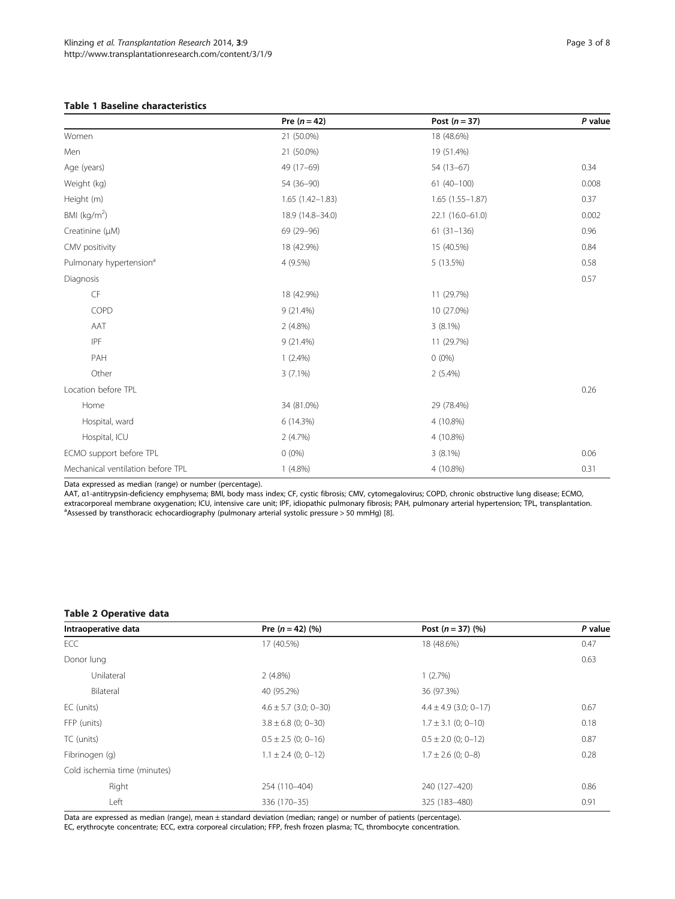**Table 1 Baseline characteristics**

| | Pre ($n = 42$) | Post ($n = 37$) | *P* value |
|---|---|---|---|
| Women | 21 (50.0%) | 18 (48.6%) | |
| Men | 21 (50.0%) | 19 (51.4%) | |
| Age (years) | 49 (17–69) | 54 (13–67) | 0.34 |
| Weight (kg) | 54 (36–90) | 61 (40–100) | 0.008 |
| Height (m) | 1.65 (1.42–1.83) | 1.65 (1.55–1.87) | 0.37 |
| BMI (kg/m$^2$) | 18.9 (14.8–34.0) | 22.1 (16.0–61.0) | 0.002 |
| Creatinine (μM) | 69 (29–96) | 61 (31–136) | 0.96 |
| CMV positivity | 18 (42.9%) | 15 (40.5%) | 0.84 |
| Pulmonary hypertension[a] | 4 (9.5%) | 5 (13.5%) | 0.58 |
| Diagnosis | | | 0.57 |
| CF | 18 (42.9%) | 11 (29.7%) | |
| COPD | 9 (21.4%) | 10 (27.0%) | |
| AAT | 2 (4.8%) | 3 (8.1%) | |
| IPF | 9 (21.4%) | 11 (29.7%) | |
| PAH | 1 (2.4%) | 0 (0%) | |
| Other | 3 (7.1%) | 2 (5.4%) | |
| Location before TPL | | | 0.26 |
| Home | 34 (81.0%) | 29 (78.4%) | |
| Hospital, ward | 6 (14.3%) | 4 (10.8%) | |
| Hospital, ICU | 2 (4.7%) | 4 (10.8%) | |
| ECMO support before TPL | 0 (0%) | 3 (8.1%) | 0.06 |
| Mechanical ventilation before TPL | 1 (4.8%) | 4 (10.8%) | 0.31 |

Data expressed as median (range) or number (percentage).
AAT, α1-antitrypsin-deficiency emphysema; BMI, body mass index; CF, cystic fibrosis; CMV, cytomegalovirus; COPD, chronic obstructive lung disease; ECMO, extracorporeal membrane oxygenation; ICU, intensive care unit; IPF, idiopathic pulmonary fibrosis; PAH, pulmonary arterial hypertension; TPL, transplantation.
[a]Assessed by transthoracic echocardiography (pulmonary arterial systolic pressure > 50 mmHg) [8].

**Table 2 Operative data**

| Intraoperative data | Pre ($n = 42$) (%) | Post ($n = 37$) (%) | *P* value |
|---|---|---|---|
| ECC | 17 (40.5%) | 18 (48.6%) | 0.47 |
| Donor lung | | | 0.63 |
| Unilateral | 2 (4.8%) | 1 (2.7%) | |
| Bilateral | 40 (95.2%) | 36 (97.3%) | |
| EC (units) | 4.6 ± 5.7 (3.0; 0–30) | 4.4 ± 4.9 (3.0; 0–17) | 0.67 |
| FFP (units) | 3.8 ± 6.8 (0; 0–30) | 1.7 ± 3.1 (0; 0–10) | 0.18 |
| TC (units) | 0.5 ± 2.5 (0; 0–16) | 0.5 ± 2.0 (0; 0–12) | 0.87 |
| Fibrinogen (g) | 1.1 ± 2.4 (0; 0–12) | 1.7 ± 2.6 (0; 0–8) | 0.28 |
| Cold ischemia time (minutes) | | | |
| Right | 254 (110–404) | 240 (127–420) | 0.86 |
| Left | 336 (170–35) | 325 (183–480) | 0.91 |

Data are expressed as median (range), mean ± standard deviation (median; range) or number of patients (percentage).
EC, erythrocyte concentrate; ECC, extra corporeal circulation; FFP, fresh frozen plasma; TC, thrombocyte concentration.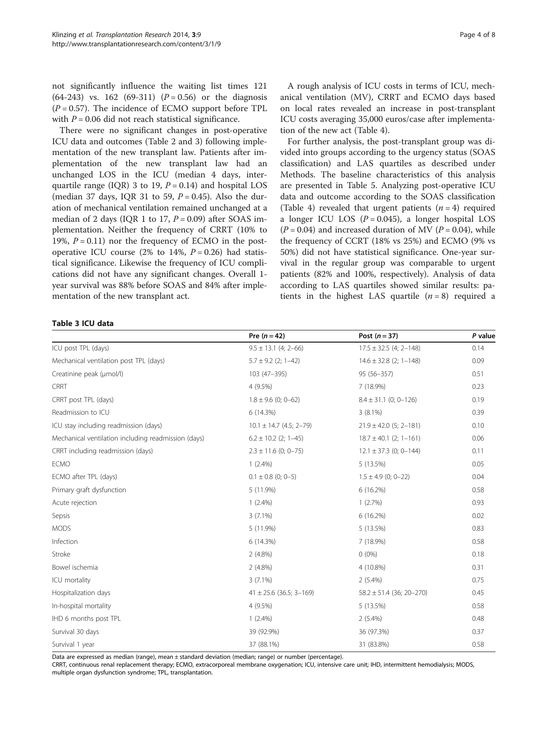not significantly influence the waiting list times 121 (64-243) vs. 162 (69-311) ($P = 0.56$) or the diagnosis ($P = 0.57$). The incidence of ECMO support before TPL with $P = 0.06$ did not reach statistical significance.

There were no significant changes in post-operative ICU data and outcomes (Table 2 and 3) following implementation of the new transplant law. Patients after implementation of the new transplant law had an unchanged LOS in the ICU (median 4 days, interquartile range (IQR) 3 to 19, $P = 0.14$) and hospital LOS (median 37 days, IQR 31 to 59, $P = 0.45$). Also the duration of mechanical ventilation remained unchanged at a median of 2 days (IQR 1 to 17, $P = 0.09$) after SOAS implementation. Neither the frequency of CRRT (10% to 19%, $P = 0.11$) nor the frequency of ECMO in the post-operative ICU course (2% to 14%, $P = 0.26$) had statistical significance. Likewise the frequency of ICU complications did not have any significant changes. Overall 1-year survival was 88% before SOAS and 84% after implementation of the new transplant act.

A rough analysis of ICU costs in terms of ICU, mechanical ventilation (MV), CRRT and ECMO days based on local rates revealed an increase in post-transplant ICU costs averaging 35,000 euros/case after implementation of the new act (Table 4).

For further analysis, the post-transplant group was divided into groups according to the urgency status (SOAS classification) and LAS quartiles as described under Methods. The baseline characteristics of this analysis are presented in Table 5. Analyzing post-operative ICU data and outcome according to the SOAS classification (Table 4) revealed that urgent patients ($n = 4$) required a longer ICU LOS ($P = 0.045$), a longer hospital LOS ($P = 0.04$) and increased duration of MV ($P = 0.04$), while the frequency of CCRT (18% vs 25%) and ECMO (9% vs 50%) did not have statistical significance. One-year survival in the regular group was comparable to urgent patients (82% and 100%, respectively). Analysis of data according to LAS quartiles showed similar results: patients in the highest LAS quartile ($n = 8$) required a

**Table 3 ICU data**

| | Pre ($n = 42$) | Post ($n = 37$) | *P* value |
|---|---|---|---|
| ICU post TPL (days) | 9.5 ± 13.1 (4; 2–66) | 17.5 ± 32.5 (4; 2–148) | 0.14 |
| Mechanical ventilation post TPL (days) | 5.7 ± 9.2 (2; 1–42) | 14.6 ± 32.8 (2; 1–148) | 0.09 |
| Creatinine peak (μmol/l) | 103 (47–395) | 95 (56–357) | 0.51 |
| CRRT | 4 (9.5%) | 7 (18.9%) | 0.23 |
| CRRT post TPL (days) | 1.8 ± 9.6 (0; 0–62) | 8.4 ± 31.1 (0; 0–126) | 0.19 |
| Readmission to ICU | 6 (14.3%) | 3 (8.1%) | 0.39 |
| ICU stay including readmission (days) | 10.1 ± 14.7 (4.5; 2–79) | 21.9 ± 42.0 (5; 2–181) | 0.10 |
| Mechanical ventilation including readmission (days) | 6.2 ± 10.2 (2; 1–45) | 18.7 ± 40.1 (2; 1–161) | 0.06 |
| CRRT including readmission (days) | 2.3 ± 11.6 (0; 0–75) | 12.1 ± 37.3 (0; 0–144) | 0.11 |
| ECMO | 1 (2.4%) | 5 (13.5%) | 0.05 |
| ECMO after TPL (days) | 0.1 ± 0.8 (0; 0–5) | 1.5 ± 4.9 (0; 0–22) | 0.04 |
| Primary graft dysfunction | 5 (11.9%) | 6 (16.2%) | 0.58 |
| Acute rejection | 1 (2.4%) | 1 (2.7%) | 0.93 |
| Sepsis | 3 (7.1%) | 6 (16.2%) | 0.02 |
| MODS | 5 (11.9%) | 5 (13.5%) | 0.83 |
| Infection | 6 (14.3%) | 7 (18.9%) | 0.58 |
| Stroke | 2 (4.8%) | 0 (0%) | 0.18 |
| Bowel ischemia | 2 (4.8%) | 4 (10.8%) | 0.31 |
| ICU mortality | 3 (7.1%) | 2 (5.4%) | 0.75 |
| Hospitalization days | 41 ± 25.6 (36.5; 3–169) | 58.2 ± 51.4 (36; 20–270) | 0.45 |
| In-hospital mortality | 4 (9.5%) | 5 (13.5%) | 0.58 |
| IHD 6 months post TPL | 1 (2.4%) | 2 (5.4%) | 0.48 |
| Survival 30 days | 39 (92.9%) | 36 (97.3%) | 0.37 |
| Survival 1 year | 37 (88.1%) | 31 (83.8%) | 0.58 |

Data are expressed as median (range), mean ± standard deviation (median; range) or number (percentage).
CRRT, continuous renal replacement therapy; ECMO, extracorporeal membrane oxygenation; ICU, intensive care unit; IHD, intermittent hemodialysis; MODS, multiple organ dysfunction syndrome; TPL, transplantation.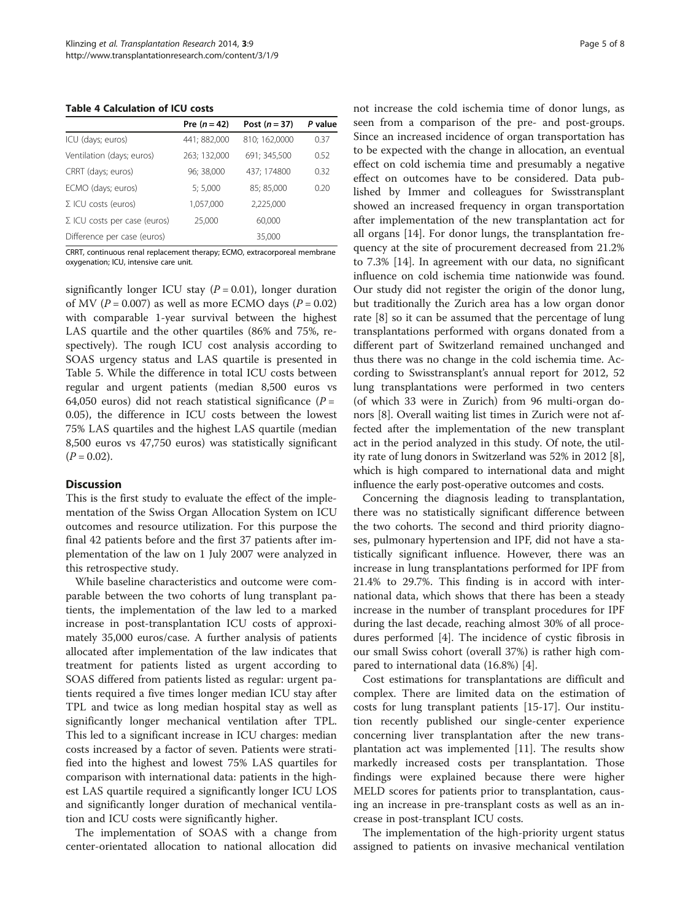**Table 4 Calculation of ICU costs**

| | Pre ($n = 42$) | Post ($n = 37$) | *P* value |
|---|---|---|---|
| ICU (days; euros) | 441; 882,000 | 810; 162,0000 | 0.37 |
| Ventilation (days; euros) | 263; 132,000 | 691; 345,500 | 0.52 |
| CRRT (days; euros) | 96; 38,000 | 437; 174800 | 0.32 |
| ECMO (days; euros) | 5; 5,000 | 85; 85,000 | 0.20 |
| Σ ICU costs (euros) | 1,057,000 | 2,225,000 | |
| Σ ICU costs per case (euros) | 25,000 | 60,000 | |
| Difference per case (euros) | | 35,000 | |

CRRT, continuous renal replacement therapy; ECMO, extracorporeal membrane oxygenation; ICU, intensive care unit.

significantly longer ICU stay ($P = 0.01$), longer duration of MV ($P = 0.007$) as well as more ECMO days ($P = 0.02$) with comparable 1-year survival between the highest LAS quartile and the other quartiles (86% and 75%, respectively). The rough ICU cost analysis according to SOAS urgency status and LAS quartile is presented in Table 5. While the difference in total ICU costs between regular and urgent patients (median 8,500 euros vs 64,050 euros) did not reach statistical significance ($P = 0.05$), the difference in ICU costs between the lowest 75% LAS quartiles and the highest LAS quartile (median 8,500 euros vs 47,750 euros) was statistically significant ($P = 0.02$).

## Discussion

This is the first study to evaluate the effect of the implementation of the Swiss Organ Allocation System on ICU outcomes and resource utilization. For this purpose the final 42 patients before and the first 37 patients after implementation of the law on 1 July 2007 were analyzed in this retrospective study.

While baseline characteristics and outcome were comparable between the two cohorts of lung transplant patients, the implementation of the law led to a marked increase in post-transplantation ICU costs of approximately 35,000 euros/case. A further analysis of patients allocated after implementation of the law indicates that treatment for patients listed as urgent according to SOAS differed from patients listed as regular: urgent patients required a five times longer median ICU stay after TPL and twice as long median hospital stay as well as significantly longer mechanical ventilation after TPL. This led to a significant increase in ICU charges: median costs increased by a factor of seven. Patients were stratified into the highest and lowest 75% LAS quartiles for comparison with international data: patients in the highest LAS quartile required a significantly longer ICU LOS and significantly longer duration of mechanical ventilation and ICU costs were significantly higher.

The implementation of SOAS with a change from center-orientated allocation to national allocation did not increase the cold ischemia time of donor lungs, as seen from a comparison of the pre- and post-groups. Since an increased incidence of organ transportation has to be expected with the change in allocation, an eventual effect on cold ischemia time and presumably a negative effect on outcomes have to be considered. Data published by Immer and colleagues for Swisstransplant showed an increased frequency in organ transportation after implementation of the new transplantation act for all organs [14]. For donor lungs, the transplantation frequency at the site of procurement decreased from 21.2% to 7.3% [14]. In agreement with our data, no significant influence on cold ischemia time nationwide was found. Our study did not register the origin of the donor lung, but traditionally the Zurich area has a low organ donor rate [8] so it can be assumed that the percentage of lung transplantations performed with organs donated from a different part of Switzerland remained unchanged and thus there was no change in the cold ischemia time. According to Swisstransplant's annual report for 2012, 52 lung transplantations were performed in two centers (of which 33 were in Zurich) from 96 multi-organ donors [8]. Overall waiting list times in Zurich were not affected after the implementation of the new transplant act in the period analyzed in this study. Of note, the utility rate of lung donors in Switzerland was 52% in 2012 [8], which is high compared to international data and might influence the early post-operative outcomes and costs.

Concerning the diagnosis leading to transplantation, there was no statistically significant difference between the two cohorts. The second and third priority diagnoses, pulmonary hypertension and IPF, did not have a statistically significant influence. However, there was an increase in lung transplantations performed for IPF from 21.4% to 29.7%. This finding is in accord with international data, which shows that there has been a steady increase in the number of transplant procedures for IPF during the last decade, reaching almost 30% of all procedures performed [4]. The incidence of cystic fibrosis in our small Swiss cohort (overall 37%) is rather high compared to international data (16.8%) [4].

Cost estimations for transplantations are difficult and complex. There are limited data on the estimation of costs for lung transplant patients [15-17]. Our institution recently published our single-center experience concerning liver transplantation after the new transplantation act was implemented [11]. The results show markedly increased costs per transplantation. Those findings were explained because there were higher MELD scores for patients prior to transplantation, causing an increase in pre-transplant costs as well as an increase in post-transplant ICU costs.

The implementation of the high-priority urgent status assigned to patients on invasive mechanical ventilation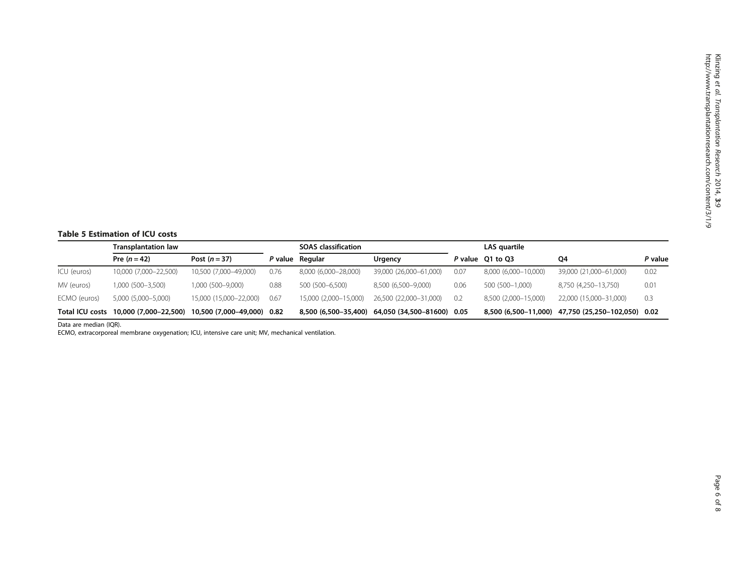**Table 5 Estimation of ICU costs**

| | Transplantation law | | | SOAS classification | | | LAS quartile | | |
|---|---|---|---|---|---|---|---|---|---|
| | Pre ($n = 42$) | Post ($n = 37$) | *P* value | Regular | Urgency | *P* value | Q1 to Q3 | Q4 | *P* value |
| ICU (euros) | 10,000 (7,000–22,500) | 10,500 (7,000–49,000) | 0.76 | 8,000 (6,000–28,000) | 39,000 (26,000–61,000) | 0.07 | 8,000 (6,000–10,000) | 39,000 (21,000–61,000) | 0.02 |
| MV (euros) | 1,000 (500–3,500) | 1,000 (500–9,000) | 0.88 | 500 (500–6,500) | 8,500 (6,500–9,000) | 0.06 | 500 (500–1,000) | 8,750 (4,250–13,750) | 0.01 |
| ECMO (euros) | 5,000 (5,000–5,000) | 15,000 (15,000–22,000) | 0.67 | 15,000 (2,000–15,000) | 26,500 (22,000–31,000) | 0.2 | 8,500 (2,000–15,000) | 22,000 (15,000–31,000) | 0.3 |
| **Total ICU costs** | **10,000 (7,000–22,500)** | **10,500 (7,000–49,000)** | **0.82** | **8,500 (6,500–35,400)** | **64,050 (34,500–81600)** | **0.05** | **8,500 (6,500–11,000)** | **47,750 (25,250–102,050)** | **0.02** |

Data are median (IQR).
ECMO, extracorporeal membrane oxygenation; ICU, intensive care unit; MV, mechanical ventilation.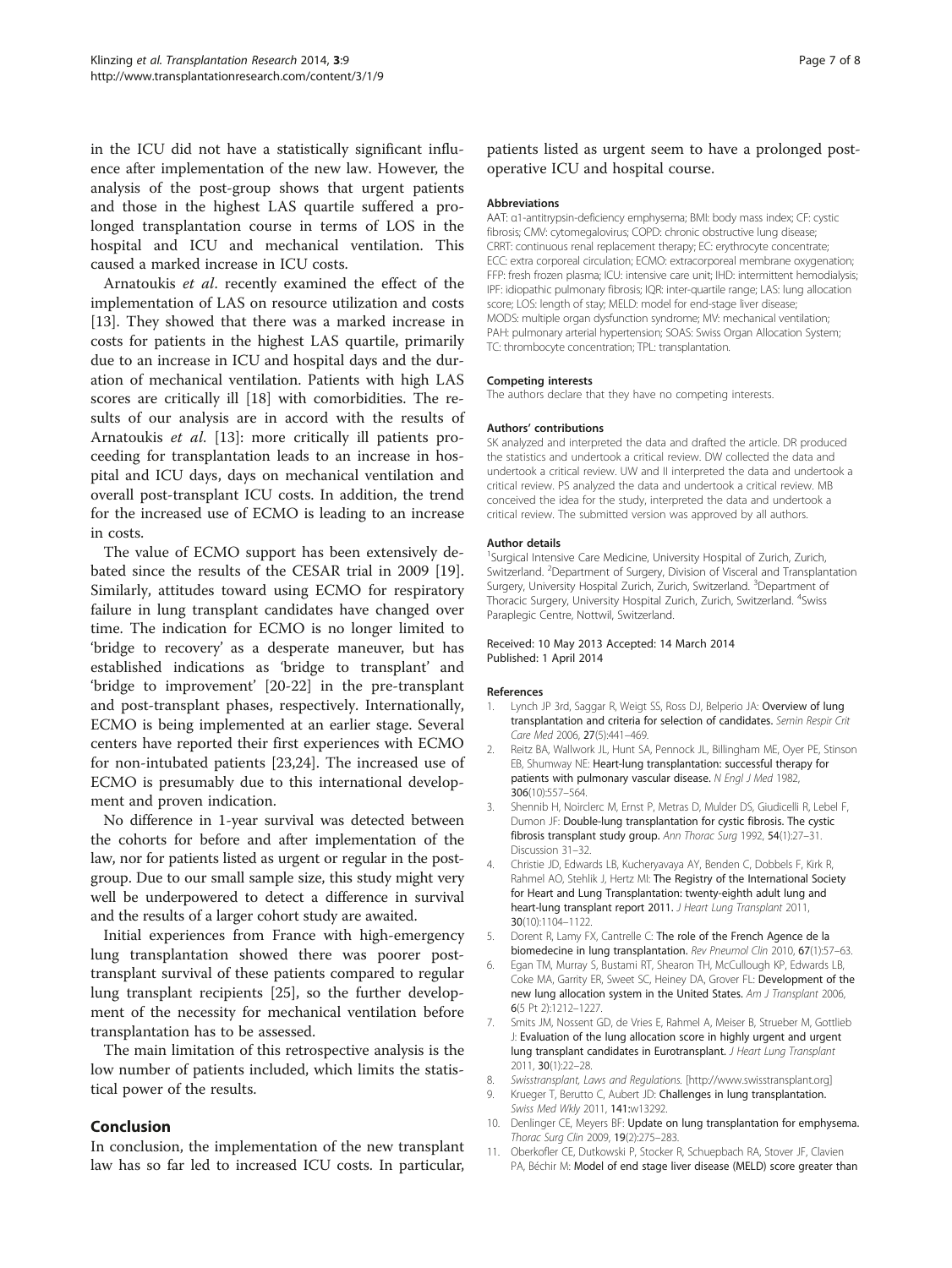in the ICU did not have a statistically significant influence after implementation of the new law. However, the analysis of the post-group shows that urgent patients and those in the highest LAS quartile suffered a prolonged transplantation course in terms of LOS in the hospital and ICU and mechanical ventilation. This caused a marked increase in ICU costs.

Arnatoukis *et al*. recently examined the effect of the implementation of LAS on resource utilization and costs [13]. They showed that there was a marked increase in costs for patients in the highest LAS quartile, primarily due to an increase in ICU and hospital days and the duration of mechanical ventilation. Patients with high LAS scores are critically ill [18] with comorbidities. The results of our analysis are in accord with the results of Arnatoukis *et al*. [13]: more critically ill patients proceeding for transplantation leads to an increase in hospital and ICU days, days on mechanical ventilation and overall post-transplant ICU costs. In addition, the trend for the increased use of ECMO is leading to an increase in costs.

The value of ECMO support has been extensively debated since the results of the CESAR trial in 2009 [19]. Similarly, attitudes toward using ECMO for respiratory failure in lung transplant candidates have changed over time. The indication for ECMO is no longer limited to 'bridge to recovery' as a desperate maneuver, but has established indications as 'bridge to transplant' and 'bridge to improvement' [20-22] in the pre-transplant and post-transplant phases, respectively. Internationally, ECMO is being implemented at an earlier stage. Several centers have reported their first experiences with ECMO for non-intubated patients [23,24]. The increased use of ECMO is presumably due to this international development and proven indication.

No difference in 1-year survival was detected between the cohorts for before and after implementation of the law, nor for patients listed as urgent or regular in the post-group. Due to our small sample size, this study might very well be underpowered to detect a difference in survival and the results of a larger cohort study are awaited.

Initial experiences from France with high-emergency lung transplantation showed there was poorer post-transplant survival of these patients compared to regular lung transplant recipients [25], so the further development of the necessity for mechanical ventilation before transplantation has to be assessed.

The main limitation of this retrospective analysis is the low number of patients included, which limits the statistical power of the results.

## Conclusion

In conclusion, the implementation of the new transplant law has so far led to increased ICU costs. In particular, patients listed as urgent seem to have a prolonged post-operative ICU and hospital course.

#### Abbreviations

AAT: α1-antitrypsin-deficiency emphysema; BMI: body mass index; CF: cystic fibrosis; CMV: cytomegalovirus; COPD: chronic obstructive lung disease; CRRT: continuous renal replacement therapy; EC: erythrocyte concentrate; ECC: extra corporeal circulation; ECMO: extracorporeal membrane oxygenation; FFP: fresh frozen plasma; ICU: intensive care unit; IHD: intermittent hemodialysis; IPF: idiopathic pulmonary fibrosis; IQR: inter-quartile range; LAS: lung allocation score; LOS: length of stay; MELD: model for end-stage liver disease; MODS: multiple organ dysfunction syndrome; MV: mechanical ventilation; PAH: pulmonary arterial hypertension; SOAS: Swiss Organ Allocation System; TC: thrombocyte concentration; TPL: transplantation.

#### Competing interests

The authors declare that they have no competing interests.

#### Authors' contributions

SK analyzed and interpreted the data and drafted the article. DR produced the statistics and undertook a critical review. DW collected the data and undertook a critical review. UW and II interpreted the data and undertook a critical review. PS analyzed the data and undertook a critical review. MB conceived the idea for the study, interpreted the data and undertook a critical review. The submitted version was approved by all authors.

#### Author details

[1]Surgical Intensive Care Medicine, University Hospital of Zurich, Zurich, Switzerland. [2]Department of Surgery, Division of Visceral and Transplantation Surgery, University Hospital Zurich, Zurich, Switzerland. [3]Department of Thoracic Surgery, University Hospital Zurich, Zurich, Switzerland. [4]Swiss Paraplegic Centre, Nottwil, Switzerland.

Received: 10 May 2013 Accepted: 14 March 2014
Published: 1 April 2014

#### References

1. Lynch JP 3rd, Saggar R, Weigt SS, Ross DJ, Belperio JA: **Overview of lung transplantation and criteria for selection of candidates.** *Semin Respir Crit Care Med* 2006, **27**(5):441–469.
2. Reitz BA, Wallwork JL, Hunt SA, Pennock JL, Billingham ME, Oyer PE, Stinson EB, Shumway NE: **Heart-lung transplantation: successful therapy for patients with pulmonary vascular disease.** *N Engl J Med* 1982, **306**(10):557–564.
3. Shennib H, Noirclerc M, Ernst P, Metras D, Mulder DS, Giudicelli R, Lebel F, Dumon JF: **Double-lung transplantation for cystic fibrosis. The cystic fibrosis transplant study group.** *Ann Thorac Surg* 1992, **54**(1):27–31. Discussion 31–32.
4. Christie JD, Edwards LB, Kucheryavaya AY, Benden C, Dobbels F, Kirk R, Rahmel AO, Stehlik J, Hertz MI: **The Registry of the International Society for Heart and Lung Transplantation: twenty-eighth adult lung and heart-lung transplant report 2011.** *J Heart Lung Transplant* 2011, **30**(10):1104–1122.
5. Dorent R, Lamy FX, Cantrelle C: **The role of the French Agence de la biomedecine in lung transplantation.** *Rev Pneumol Clin* 2010, **67**(1):57–63.
6. Egan TM, Murray S, Bustami RT, Shearon TH, McCullough KP, Edwards LB, Coke MA, Garrity ER, Sweet SC, Heiney DA, Grover FL: **Development of the new lung allocation system in the United States.** *Am J Transplant* 2006, **6**(5 Pt 2):1212–1227.
7. Smits JM, Nossent GD, de Vries E, Rahmel A, Meiser B, Strueber M, Gottlieb J: **Evaluation of the lung allocation score in highly urgent and urgent lung transplant candidates in Eurotransplant.** *J Heart Lung Transplant* 2011, **30**(1):22–28.
8. *Swisstransplant, Laws and Regulations.* [http://www.swisstransplant.org]
9. Krueger T, Berutto C, Aubert JD: **Challenges in lung transplantation.** *Swiss Med Wkly* 2011, **141**:w13292.
10. Denlinger CE, Meyers BF: **Update on lung transplantation for emphysema.** *Thorac Surg Clin* 2009, **19**(2):275–283.
11. Oberkofler CE, Dutkowski P, Stocker R, Schuepbach RA, Stover JF, Clavien PA, Béchir M: **Model of end stage liver disease (MELD) score greater than**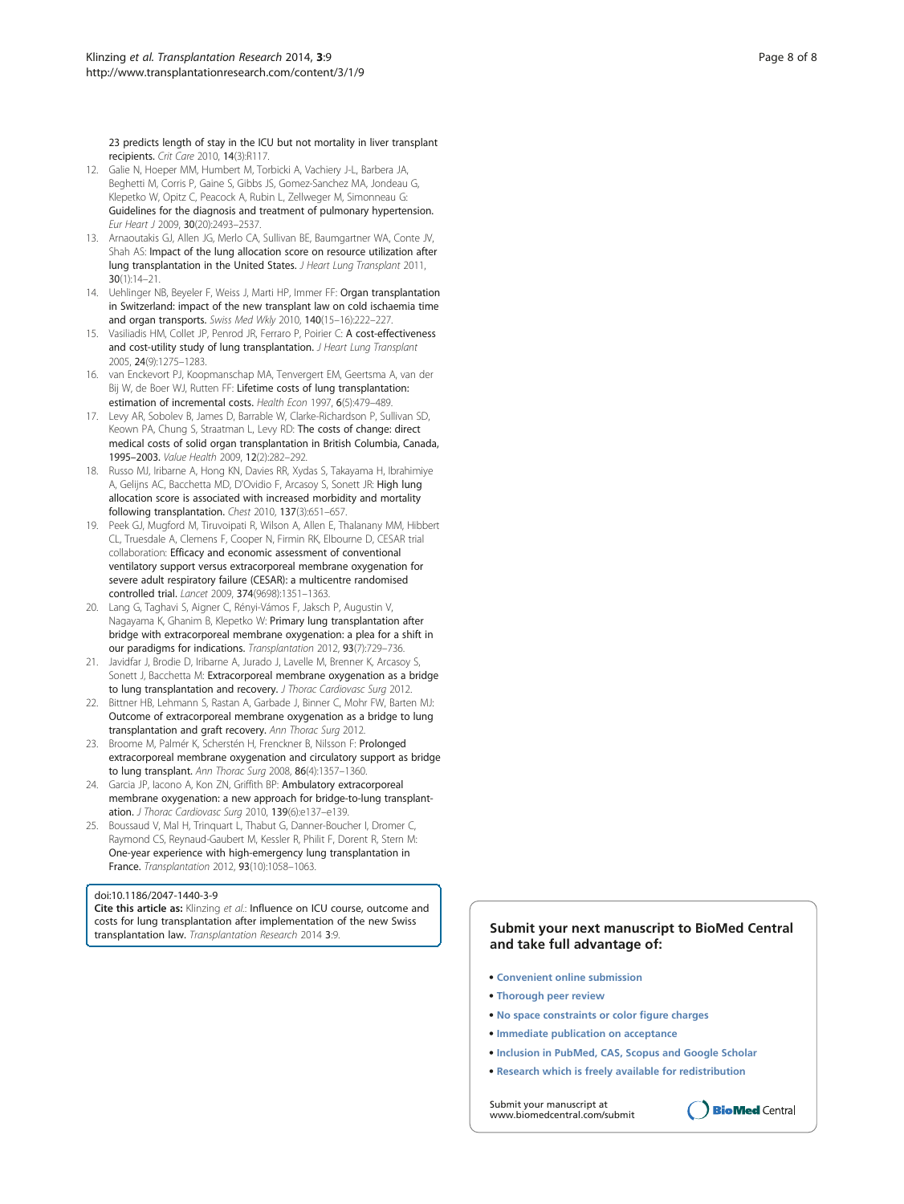23 predicts length of stay in the ICU but not mortality in liver transplant recipients. *Crit Care* 2010, **14**(3):R117.

12. Galie N, Hoeper MM, Humbert M, Torbicki A, Vachiery J-L, Barbera JA, Beghetti M, Corris P, Gaine S, Gibbs JS, Gomez-Sanchez MA, Jondeau G, Klepetko W, Opitz C, Peacock A, Rubin L, Zellweger M, Simonneau G: Guidelines for the diagnosis and treatment of pulmonary hypertension. *Eur Heart J* 2009, **30**(20):2493–2537.
13. Arnaoutakis GJ, Allen JG, Merlo CA, Sullivan BE, Baumgartner WA, Conte JV, Shah AS: Impact of the lung allocation score on resource utilization after lung transplantation in the United States. *J Heart Lung Transplant* 2011, **30**(1):14–21.
14. Uehlinger NB, Beyeler F, Weiss J, Marti HP, Immer FF: Organ transplantation in Switzerland: impact of the new transplant law on cold ischaemia time and organ transports. *Swiss Med Wkly* 2010, **140**(15–16):222–227.
15. Vasiliadis HM, Collet JP, Penrod JR, Ferraro P, Poirier C: A cost-effectiveness and cost-utility study of lung transplantation. *J Heart Lung Transplant* 2005, **24**(9):1275–1283.
16. van Enckevort PJ, Koopmanschap MA, Tenvergert EM, Geertsma A, van der Bij W, de Boer WJ, Rutten FF: Lifetime costs of lung transplantation: estimation of incremental costs. *Health Econ* 1997, **6**(5):479–489.
17. Levy AR, Sobolev B, James D, Barrable W, Clarke-Richardson P, Sullivan SD, Keown PA, Chung S, Straatman L, Levy RD: The costs of change: direct medical costs of solid organ transplantation in British Columbia, Canada, 1995–2003. *Value Health* 2009, **12**(2):282–292.
18. Russo MJ, Iribarne A, Hong KN, Davies RR, Xydas S, Takayama H, Ibrahimiye A, Gelijns AC, Bacchetta MD, D'Ovidio F, Arcasoy S, Sonett JR: High lung allocation score is associated with increased morbidity and mortality following transplantation. *Chest* 2010, **137**(3):651–657.
19. Peek GJ, Mugford M, Tiruvoipati R, Wilson A, Allen E, Thalanany MM, Hibbert CL, Truesdale A, Clemens F, Cooper N, Firmin RK, Elbourne D, CESAR trial collaboration: Efficacy and economic assessment of conventional ventilatory support versus extracorporeal membrane oxygenation for severe adult respiratory failure (CESAR): a multicentre randomised controlled trial. *Lancet* 2009, **374**(9698):1351–1363.
20. Lang G, Taghavi S, Aigner C, Rényi-Vámos F, Jaksch P, Augustin V, Nagayama K, Ghanim B, Klepetko W: Primary lung transplantation after bridge with extracorporeal membrane oxygenation: a plea for a shift in our paradigms for indications. *Transplantation* 2012, **93**(7):729–736.
21. Javidfar J, Brodie D, Iribarne A, Jurado J, Lavelle M, Brenner K, Arcasoy S, Sonett J, Bacchetta M: Extracorporeal membrane oxygenation as a bridge to lung transplantation and recovery. *J Thorac Cardiovasc Surg* 2012.
22. Bittner HB, Lehmann S, Rastan A, Garbade J, Binner C, Mohr FW, Barten MJ: Outcome of extracorporeal membrane oxygenation as a bridge to lung transplantation and graft recovery. *Ann Thorac Surg* 2012.
23. Broome M, Palmér K, Scherstén H, Frenckner B, Nilsson F: Prolonged extracorporeal membrane oxygenation and circulatory support as bridge to lung transplant. *Ann Thorac Surg* 2008, **86**(4):1357–1360.
24. Garcia JP, Iacono A, Kon ZN, Griffith BP: Ambulatory extracorporeal membrane oxygenation: a new approach for bridge-to-lung transplantation. *J Thorac Cardiovasc Surg* 2010, **139**(6):e137–e139.
25. Boussaud V, Mal H, Trinquart L, Thabut G, Danner-Boucher I, Dromer C, Raymond CS, Reynaud-Gaubert M, Kessler R, Philit F, Dorent R, Stern M: One-year experience with high-emergency lung transplantation in France. *Transplantation* 2012, **93**(10):1058–1063.

doi:10.1186/2047-1440-3-9

**Cite this article as:** Klinzing *et al.*: Influence on ICU course, outcome and costs for lung transplantation after implementation of the new Swiss transplantation law. *Transplantation Research* 2014 **3**:9.

**Submit your next manuscript to BioMed Central and take full advantage of:**

- **Convenient online submission**
- **Thorough peer review**
- **No space constraints or color figure charges**
- **Immediate publication on acceptance**
- **Inclusion in PubMed, CAS, Scopus and Google Scholar**
- **Research which is freely available for redistribution**

Submit your manuscript at
www.biomedcentral.com/submit

BioMed Central